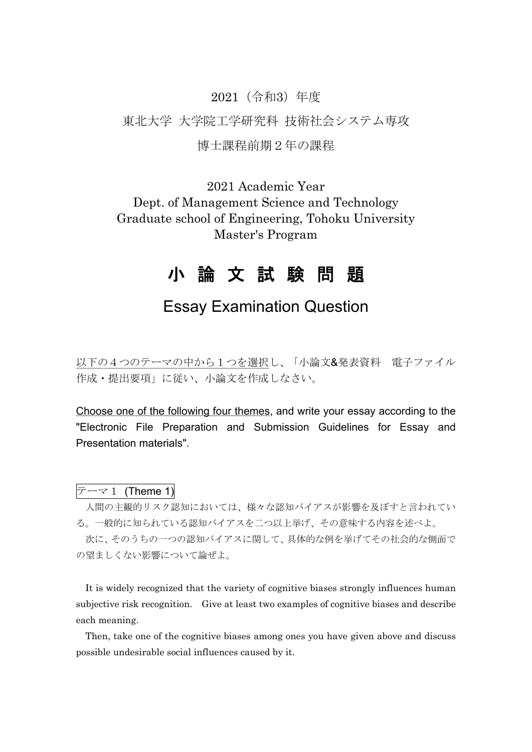2021（令和3）年度

東北大学 大学院工学研究科 技術社会システム専攻

博士課程前期２年の課程

2021 Academic Year
Dept. of Management Science and Technology
Graduate school of Engineering, Tohoku University
Master's Program

# 小 論 文 試 験 問 題

## Essay Examination Question

以下の４つのテーマの中から１つを選択し、「小論文&発表資料　電子ファイル作成・提出要項」に従い、小論文を作成しなさい。

Choose one of the following four themes, and write your essay according to the "Electronic File Preparation and Submission Guidelines for Essay and Presentation materials".

### テーマ１ (Theme 1)

人間の主観的リスク認知においては、様々な認知バイアスが影響を及ぼすと言われている。一般的に知られている認知バイアスを二つ以上挙げ、その意味する内容を述べよ。

次に、そのうちの一つの認知バイアスに関して、具体的な例を挙げてその社会的な側面での望ましくない影響について論ぜよ。

It is widely recognized that the variety of cognitive biases strongly influences human subjective risk recognition. Give at least two examples of cognitive biases and describe each meaning.

Then, take one of the cognitive biases among ones you have given above and discuss possible undesirable social influences caused by it.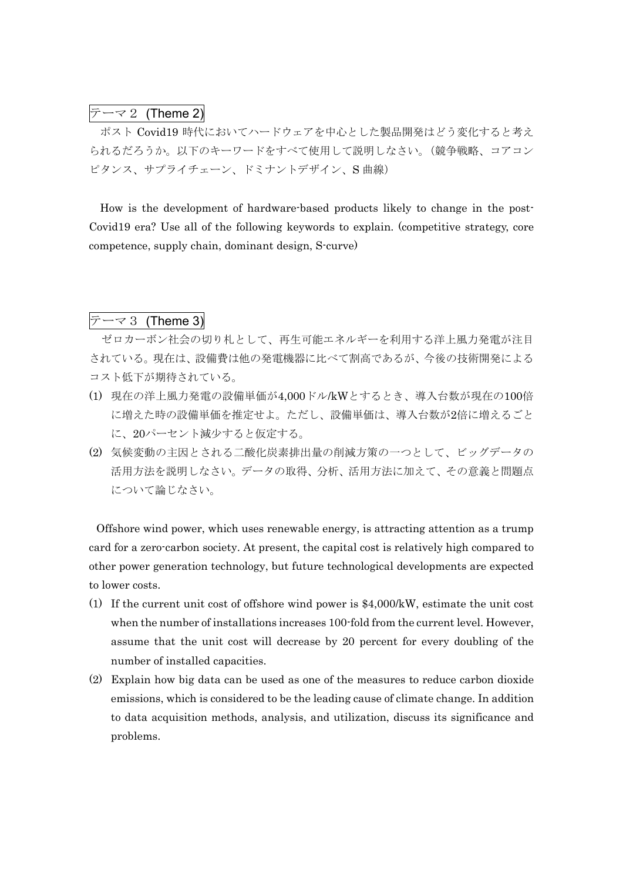## テーマ２ (Theme 2)

ポスト Covid19 時代においてハードウェアを中心とした製品開発はどう変化すると考えられるだろうか。以下のキーワードをすべて使用して説明しなさい。（競争戦略、コアコンピタンス、サプライチェーン、ドミナントデザイン、S 曲線）

How is the development of hardware-based products likely to change in the post-Covid19 era? Use all of the following keywords to explain. (competitive strategy, core competence, supply chain, dominant design, S-curve)

## テーマ３ (Theme 3)

ゼロカーボン社会の切り札として、再生可能エネルギーを利用する洋上風力発電が注目されている。現在は、設備費は他の発電機器に比べて割高であるが、今後の技術開発によるコスト低下が期待されている。

(1) 現在の洋上風力発電の設備単価が4,000ドル/kWとするとき、導入台数が現在の100倍に増えた時の設備単価を推定せよ。ただし、設備単価は、導入台数が2倍に増えるごとに、20パーセント減少すると仮定する。

(2) 気候変動の主因とされる二酸化炭素排出量の削減方策の一つとして、ビッグデータの活用方法を説明しなさい。データの取得、分析、活用方法に加えて、その意義と問題点について論じなさい。

Offshore wind power, which uses renewable energy, is attracting attention as a trump card for a zero-carbon society. At present, the capital cost is relatively high compared to other power generation technology, but future technological developments are expected to lower costs.

(1) If the current unit cost of offshore wind power is \$4,000/kW, estimate the unit cost when the number of installations increases 100-fold from the current level. However, assume that the unit cost will decrease by 20 percent for every doubling of the number of installed capacities.

(2) Explain how big data can be used as one of the measures to reduce carbon dioxide emissions, which is considered to be the leading cause of climate change. In addition to data acquisition methods, analysis, and utilization, discuss its significance and problems.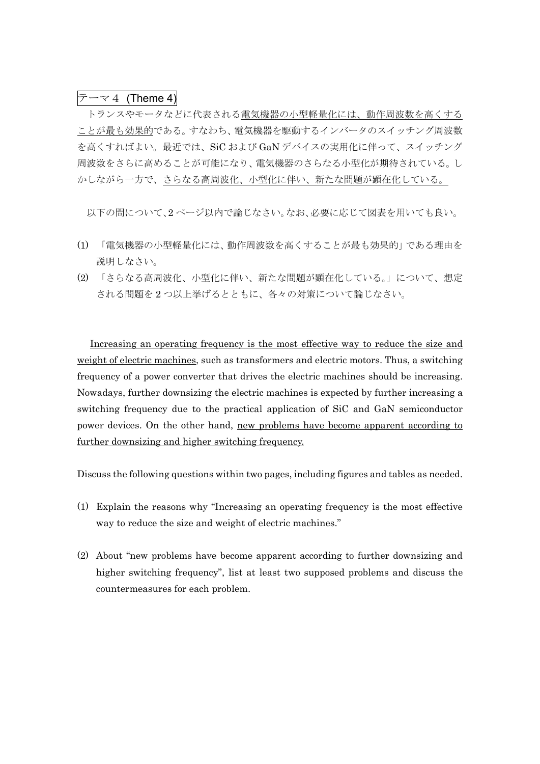# テーマ４ (Theme 4)

トランスやモータなどに代表される<u>電気機器の小型軽量化には、動作周波数を高くすることが最も効果的</u>である。すなわち、電気機器を駆動するインバータのスイッチング周波数を高くすればよい。最近では、SiC および GaN デバイスの実用化に伴って、スイッチング周波数をさらに高めることが可能になり、電気機器のさらなる小型化が期待されている。しかしながら一方で、<u>さらなる高周波化、小型化に伴い、新たな問題が顕在化している。</u>

以下の問について、2 ページ以内で論じなさい。なお、必要に応じて図表を用いても良い。

(1) 「電気機器の小型軽量化には、動作周波数を高くすることが最も効果的」である理由を説明しなさい。

(2) 「さらなる高周波化、小型化に伴い、新たな問題が顕在化している。」について、想定される問題を 2 つ以上挙げるとともに、各々の対策について論じなさい。

<u>Increasing an operating frequency is the most effective way to reduce the size and weight of electric machines</u>, such as transformers and electric motors. Thus, a switching frequency of a power converter that drives the electric machines should be increasing. Nowadays, further downsizing the electric machines is expected by further increasing a switching frequency due to the practical application of SiC and GaN semiconductor power devices. On the other hand, <u>new problems have become apparent according to further downsizing and higher switching frequency.</u>

Discuss the following questions within two pages, including figures and tables as needed.

(1) Explain the reasons why "Increasing an operating frequency is the most effective way to reduce the size and weight of electric machines."

(2) About "new problems have become apparent according to further downsizing and higher switching frequency", list at least two supposed problems and discuss the countermeasures for each problem.